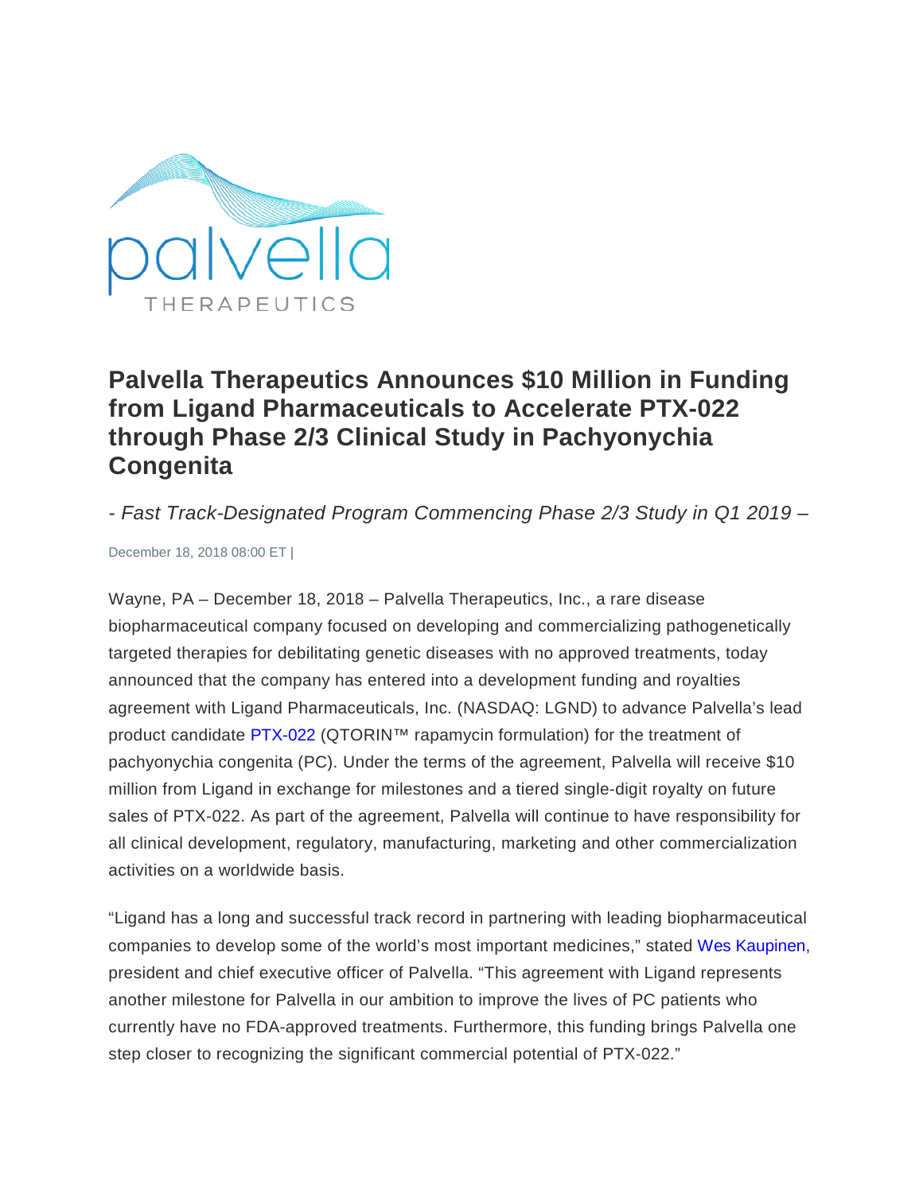palvella THERAPEUTICS

# Palvella Therapeutics Announces $10 Million in Funding from Ligand Pharmaceuticals to Accelerate PTX-022 through Phase 2/3 Clinical Study in Pachyonychia Congenita

*- Fast Track-Designated Program Commencing Phase 2/3 Study in Q1 2019 –*

December 18, 2018 08:00 ET |

Wayne, PA – December 18, 2018 – Palvella Therapeutics, Inc., a rare disease biopharmaceutical company focused on developing and commercializing pathogenetically targeted therapies for debilitating genetic diseases with no approved treatments, today announced that the company has entered into a development funding and royalties agreement with Ligand Pharmaceuticals, Inc. (NASDAQ: LGND) to advance Palvella's lead product candidate PTX-022 (QTORIN™ rapamycin formulation) for the treatment of pachyonychia congenita (PC). Under the terms of the agreement, Palvella will receive $10 million from Ligand in exchange for milestones and a tiered single-digit royalty on future sales of PTX-022. As part of the agreement, Palvella will continue to have responsibility for all clinical development, regulatory, manufacturing, marketing and other commercialization activities on a worldwide basis.

"Ligand has a long and successful track record in partnering with leading biopharmaceutical companies to develop some of the world's most important medicines," stated Wes Kaupinen, president and chief executive officer of Palvella. "This agreement with Ligand represents another milestone for Palvella in our ambition to improve the lives of PC patients who currently have no FDA-approved treatments. Furthermore, this funding brings Palvella one step closer to recognizing the significant commercial potential of PTX-022."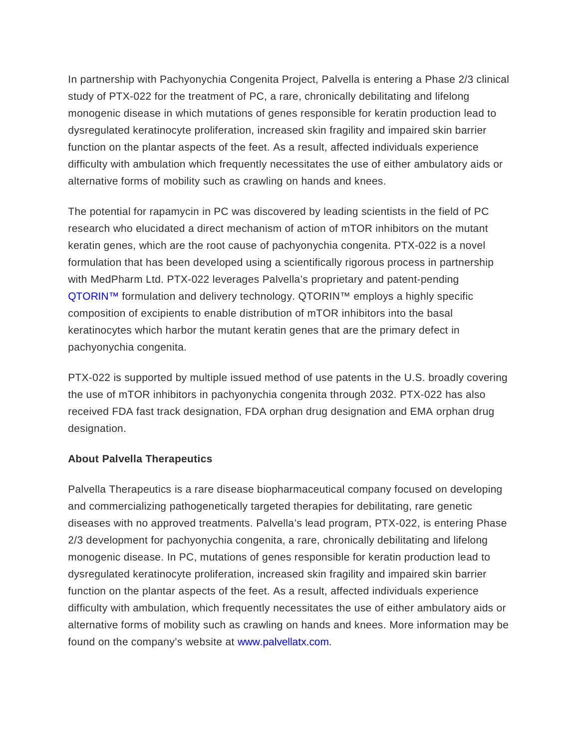In partnership with Pachyonychia Congenita Project, Palvella is entering a Phase 2/3 clinical study of PTX-022 for the treatment of PC, a rare, chronically debilitating and lifelong monogenic disease in which mutations of genes responsible for keratin production lead to dysregulated keratinocyte proliferation, increased skin fragility and impaired skin barrier function on the plantar aspects of the feet. As a result, affected individuals experience difficulty with ambulation which frequently necessitates the use of either ambulatory aids or alternative forms of mobility such as crawling on hands and knees.

The potential for rapamycin in PC was discovered by leading scientists in the field of PC research who elucidated a direct mechanism of action of mTOR inhibitors on the mutant keratin genes, which are the root cause of pachyonychia congenita. PTX-022 is a novel formulation that has been developed using a scientifically rigorous process in partnership with MedPharm Ltd. PTX-022 leverages Palvella's proprietary and patent-pending QTORIN™ formulation and delivery technology. QTORIN™ employs a highly specific composition of excipients to enable distribution of mTOR inhibitors into the basal keratinocytes which harbor the mutant keratin genes that are the primary defect in pachyonychia congenita.

PTX-022 is supported by multiple issued method of use patents in the U.S. broadly covering the use of mTOR inhibitors in pachyonychia congenita through 2032. PTX-022 has also received FDA fast track designation, FDA orphan drug designation and EMA orphan drug designation.

**About Palvella Therapeutics**

Palvella Therapeutics is a rare disease biopharmaceutical company focused on developing and commercializing pathogenetically targeted therapies for debilitating, rare genetic diseases with no approved treatments. Palvella's lead program, PTX-022, is entering Phase 2/3 development for pachyonychia congenita, a rare, chronically debilitating and lifelong monogenic disease. In PC, mutations of genes responsible for keratin production lead to dysregulated keratinocyte proliferation, increased skin fragility and impaired skin barrier function on the plantar aspects of the feet. As a result, affected individuals experience difficulty with ambulation, which frequently necessitates the use of either ambulatory aids or alternative forms of mobility such as crawling on hands and knees. More information may be found on the company's website at www.palvellatx.com.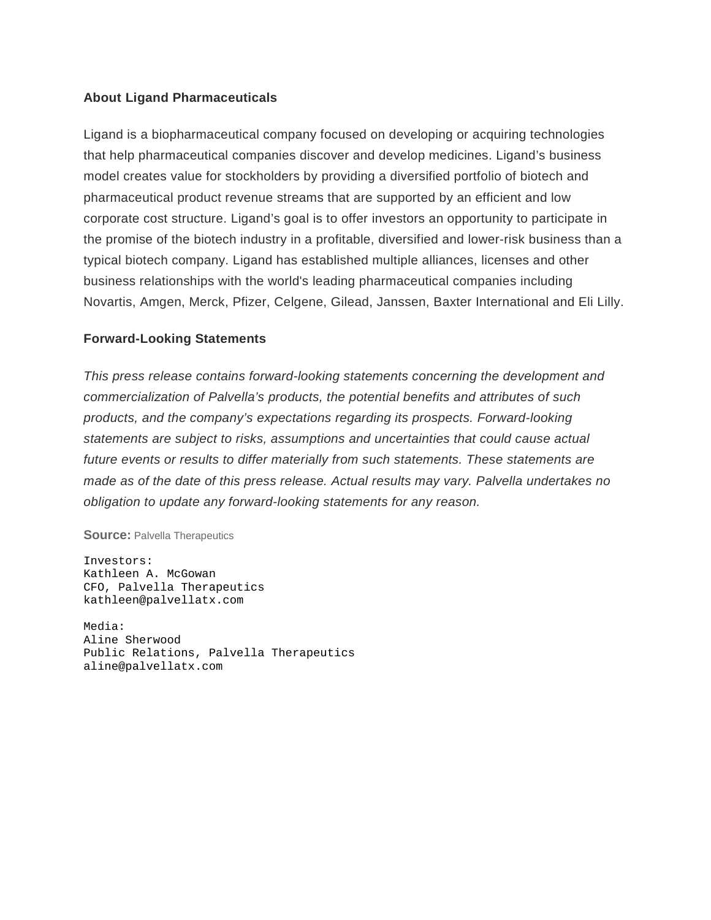**About Ligand Pharmaceuticals**

Ligand is a biopharmaceutical company focused on developing or acquiring technologies that help pharmaceutical companies discover and develop medicines. Ligand's business model creates value for stockholders by providing a diversified portfolio of biotech and pharmaceutical product revenue streams that are supported by an efficient and low corporate cost structure. Ligand's goal is to offer investors an opportunity to participate in the promise of the biotech industry in a profitable, diversified and lower-risk business than a typical biotech company. Ligand has established multiple alliances, licenses and other business relationships with the world's leading pharmaceutical companies including Novartis, Amgen, Merck, Pfizer, Celgene, Gilead, Janssen, Baxter International and Eli Lilly.

**Forward-Looking Statements**

*This press release contains forward-looking statements concerning the development and commercialization of Palvella's products, the potential benefits and attributes of such products, and the company's expectations regarding its prospects. Forward-looking statements are subject to risks, assumptions and uncertainties that could cause actual future events or results to differ materially from such statements. These statements are made as of the date of this press release. Actual results may vary. Palvella undertakes no obligation to update any forward-looking statements for any reason.*

**Source:** Palvella Therapeutics

```
Investors:
Kathleen A. McGowan
CFO, Palvella Therapeutics
kathleen@palvellatx.com

Media:
Aline Sherwood
Public Relations, Palvella Therapeutics
aline@palvellatx.com
```